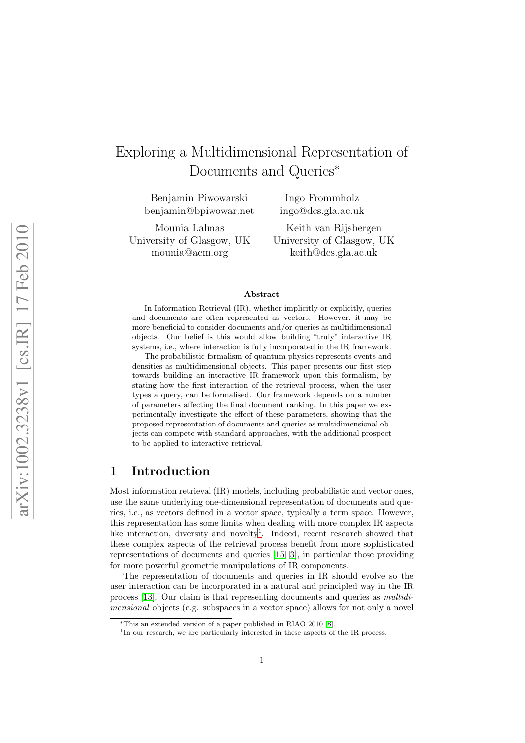# Exploring a Multidimensional Representation of Documents and Queries*

Benjamin Piwowarski
benjamin@bpiwowar.net

Ingo Frommholz
ingo@dcs.gla.ac.uk

Mounia Lalmas
University of Glasgow, UK
mounia@acm.org

Keith van Rijsbergen
University of Glasgow, UK
keith@dcs.gla.ac.uk

## Abstract

In Information Retrieval (IR), whether implicitly or explicitly, queries and documents are often represented as vectors. However, it may be more beneficial to consider documents and/or queries as multidimensional objects. Our belief is this would allow building "truly" interactive IR systems, i.e., where interaction is fully incorporated in the IR framework.

The probabilistic formalism of quantum physics represents events and densities as multidimensional objects. This paper presents our first step towards building an interactive IR framework upon this formalism, by stating how the first interaction of the retrieval process, when the user types a query, can be formalised. Our framework depends on a number of parameters affecting the final document ranking. In this paper we experimentally investigate the effect of these parameters, showing that the proposed representation of documents and queries as multidimensional objects can compete with standard approaches, with the additional prospect to be applied to interactive retrieval.

## 1 Introduction

Most information retrieval (IR) models, including probabilistic and vector ones, use the same underlying one-dimensional representation of documents and queries, i.e., as vectors defined in a vector space, typically a term space. However, this representation has some limits when dealing with more complex IR aspects like interaction, diversity and novelty[1]. Indeed, recent research showed that these complex aspects of the retrieval process benefit from more sophisticated representations of documents and queries [15, 3], in particular those providing for more powerful geometric manipulations of IR components.

The representation of documents and queries in IR should evolve so the user interaction can be incorporated in a natural and principled way in the IR process [13]. Our claim is that representing documents and queries as *multidimensional* objects (e.g. subspaces in a vector space) allows for not only a novel

*This an extended version of a paper published in RIAO 2010 [8].

[1] In our research, we are particularly interested in these aspects of the IR process.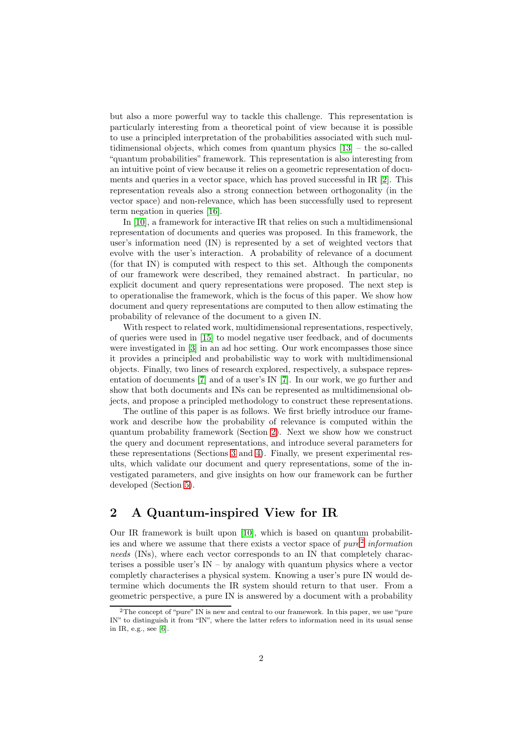but also a more powerful way to tackle this challenge. This representation is particularly interesting from a theoretical point of view because it is possible to use a principled interpretation of the probabilities associated with such multidimensional objects, which comes from quantum physics [13] – the so-called "quantum probabilities" framework. This representation is also interesting from an intuitive point of view because it relies on a geometric representation of documents and queries in a vector space, which has proved successful in IR [2]. This representation reveals also a strong connection between orthogonality (in the vector space) and non-relevance, which has been successfully used to represent term negation in queries [16].

In [10], a framework for interactive IR that relies on such a multidimensional representation of documents and queries was proposed. In this framework, the user's information need (IN) is represented by a set of weighted vectors that evolve with the user's interaction. A probability of relevance of a document (for that IN) is computed with respect to this set. Although the components of our framework were described, they remained abstract. In particular, no explicit document and query representations were proposed. The next step is to operationalise the framework, which is the focus of this paper. We show how document and query representations are computed to then allow estimating the probability of relevance of the document to a given IN.

With respect to related work, multidimensional representations, respectively, of queries were used in [15] to model negative user feedback, and of documents were investigated in [3] in an ad hoc setting. Our work encompasses those since it provides a principled and probabilistic way to work with multidimensional objects. Finally, two lines of research explored, respectively, a subspace representation of documents [7] and of a user's IN [7]. In our work, we go further and show that both documents and INs can be represented as multidimensional objects, and propose a principled methodology to construct these representations.

The outline of this paper is as follows. We first briefly introduce our framework and describe how the probability of relevance is computed within the quantum probability framework (Section 2). Next we show how we construct the query and document representations, and introduce several parameters for these representations (Sections 3 and 4). Finally, we present experimental results, which validate our document and query representations, some of the investigated parameters, and give insights on how our framework can be further developed (Section 5).

## 2 A Quantum-inspired View for IR

Our IR framework is built upon [10], which is based on quantum probabilities and where we assume that there exists a vector space of *pure*[2] *information needs* (INs), where each vector corresponds to an IN that completely characterises a possible user's IN – by analogy with quantum physics where a vector completly characterises a physical system. Knowing a user's pure IN would determine which documents the IR system should return to that user. From a geometric perspective, a pure IN is answered by a document with a probability

[2] The concept of "pure" IN is new and central to our framework. In this paper, we use "pure IN" to distinguish it from "IN", where the latter refers to information need in its usual sense in IR, e.g., see [6].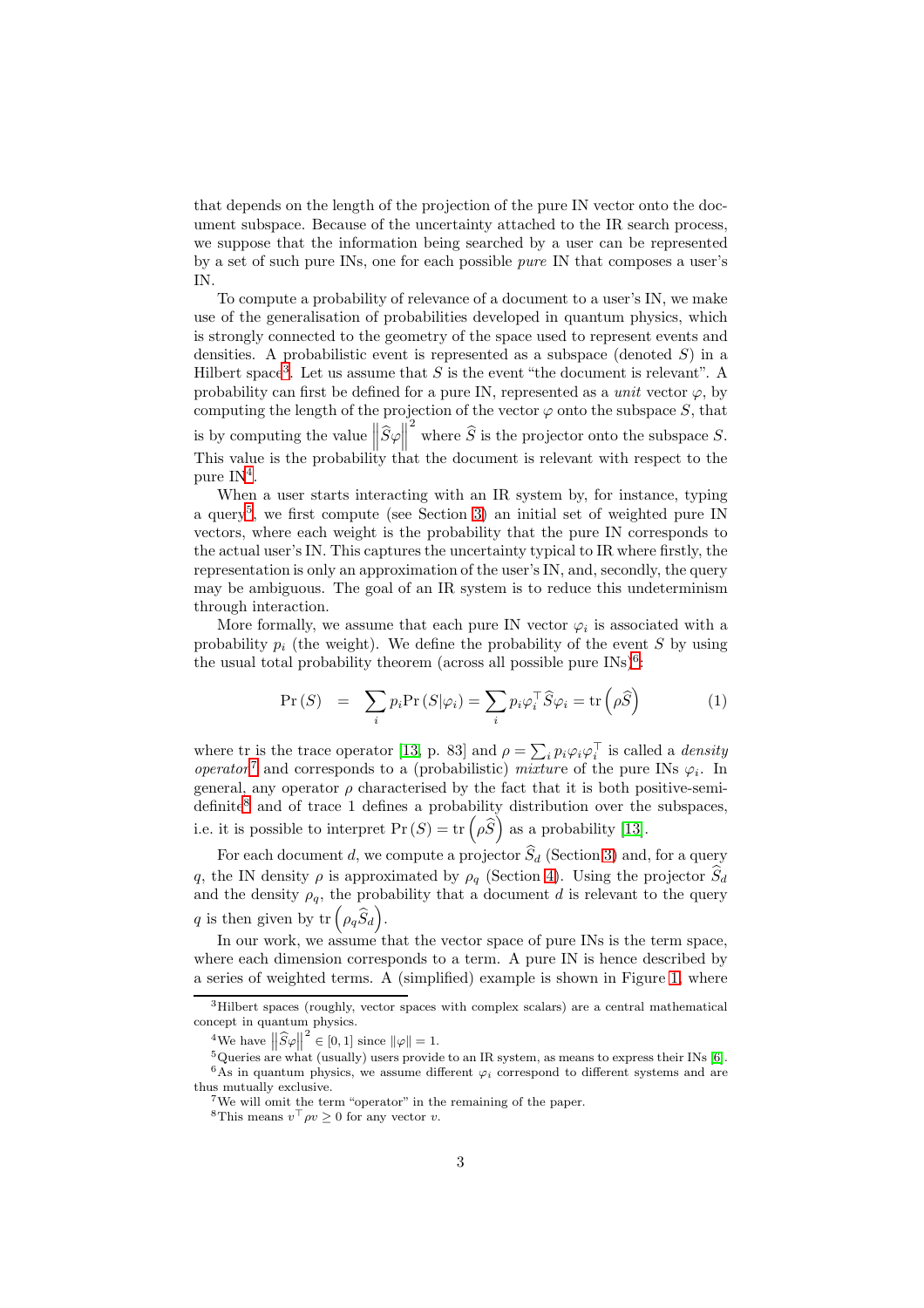that depends on the length of the projection of the pure IN vector onto the document subspace. Because of the uncertainty attached to the IR search process, we suppose that the information being searched by a user can be represented by a set of such pure INs, one for each possible *pure* IN that composes a user's IN.

To compute a probability of relevance of a document to a user's IN, we make use of the generalisation of probabilities developed in quantum physics, which is strongly connected to the geometry of the space used to represent events and densities. A probabilistic event is represented as a subspace (denoted $S$) in a Hilbert space[3]. Let us assume that $S$ is the event "the document is relevant". A probability can first be defined for a pure IN, represented as a *unit* vector $\varphi$, by computing the length of the projection of the vector $\varphi$ onto the subspace $S$, that is by computing the value $\left\|\widehat{S}\varphi\right\|^2$ where $\widehat{S}$ is the projector onto the subspace $S$. This value is the probability that the document is relevant with respect to the pure IN[4].

When a user starts interacting with an IR system by, for instance, typing a query[5], we first compute (see Section 3) an initial set of weighted pure IN vectors, where each weight is the probability that the pure IN corresponds to the actual user's IN. This captures the uncertainty typical to IR where firstly, the representation is only an approximation of the user's IN, and, secondly, the query may be ambiguous. The goal of an IR system is to reduce this undeterminism through interaction.

More formally, we assume that each pure IN vector $\varphi_i$ is associated with a probability $p_i$ (the weight). We define the probability of the event $S$ by using the usual total probability theorem (across all possible pure INs)[6]:

$$\Pr(S) \quad = \quad \sum_i p_i \Pr(S|\varphi_i) = \sum_i p_i \varphi_i^\top \widehat{S} \varphi_i = \operatorname{tr}\left(\rho \widehat{S}\right) \tag{1}$$

where tr is the trace operator [13, p. 83] and $\rho = \sum_i p_i \varphi_i \varphi_i^\top$ is called a *density operator*[7] and corresponds to a (probabilistic) *mixture* of the pure INs $\varphi_i$. In general, any operator $\rho$ characterised by the fact that it is both positive-semi-definite[8] and of trace 1 defines a probability distribution over the subspaces, i.e. it is possible to interpret $\Pr(S) = \operatorname{tr}\left(\rho \widehat{S}\right)$ as a probability [13].

For each document $d$, we compute a projector $\widehat{S}_d$ (Section 3) and, for a query $q$, the IN density $\rho$ is approximated by $\rho_q$ (Section 4). Using the projector $\widehat{S}_d$ and the density $\rho_q$, the probability that a document $d$ is relevant to the query $q$ is then given by $\operatorname{tr}\left(\rho_q \widehat{S}_d\right)$.

In our work, we assume that the vector space of pure INs is the term space, where each dimension corresponds to a term. A pure IN is hence described by a series of weighted terms. A (simplified) example is shown in Figure 1, where

---

[3] Hilbert spaces (roughly, vector spaces with complex scalars) are a central mathematical concept in quantum physics.

[4] We have $\left\|\widehat{S}\varphi\right\|^2 \in [0,1]$ since $\|\varphi\| = 1$.

[5] Queries are what (usually) users provide to an IR system, as means to express their INs [6].

[6] As in quantum physics, we assume different $\varphi_i$ correspond to different systems and are thus mutually exclusive.

[7] We will omit the term "operator" in the remaining of the paper.

[8] This means $v^\top \rho v \geq 0$ for any vector $v$.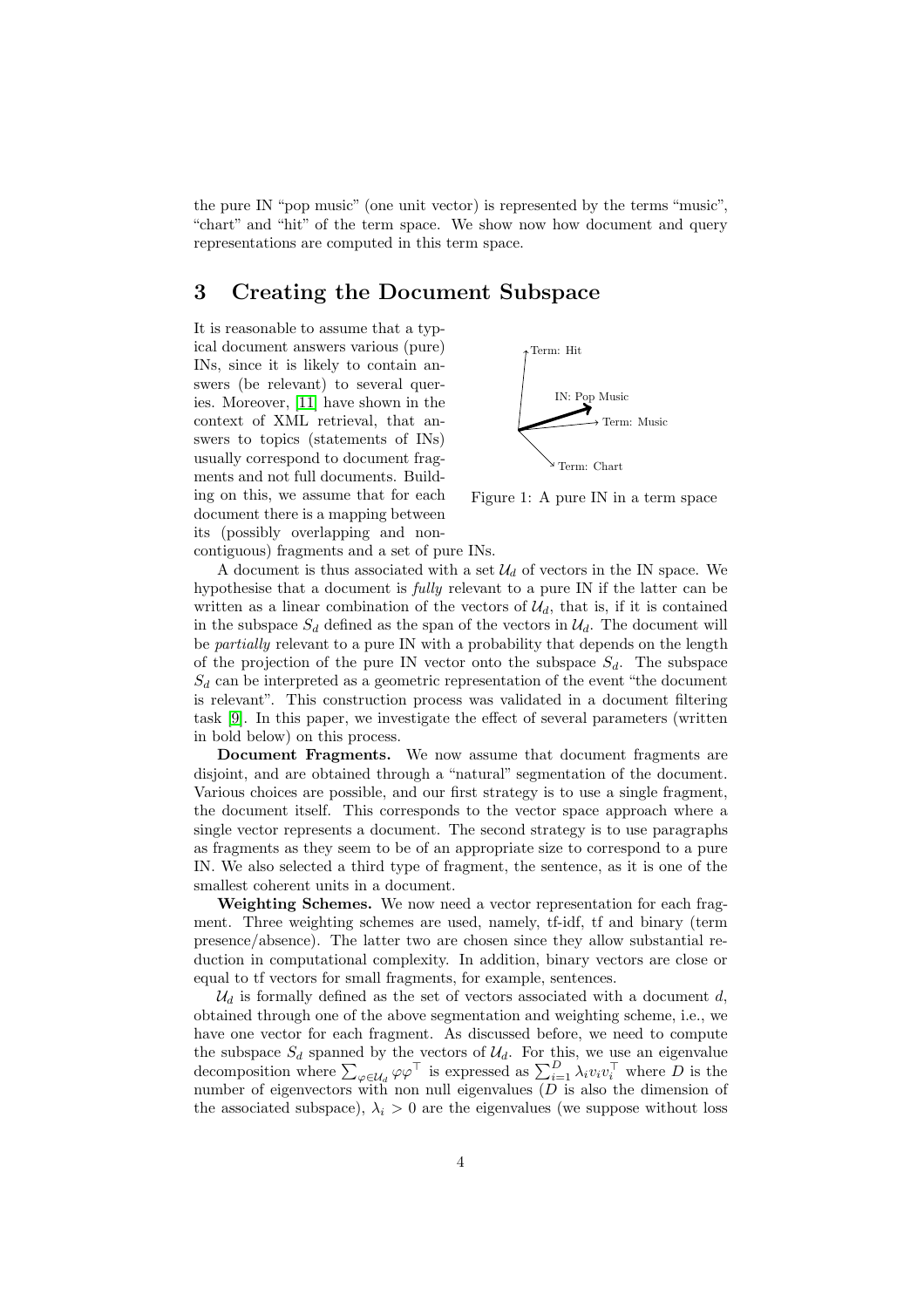the pure IN "pop music" (one unit vector) is represented by the terms "music", "chart" and "hit" of the term space. We show now how document and query representations are computed in this term space.

# 3 Creating the Document Subspace

It is reasonable to assume that a typical document answers various (pure) INs, since it is likely to contain answers (be relevant) to several queries. Moreover, [11] have shown in the context of XML retrieval, that answers to topics (statements of INs) usually correspond to document fragments and not full documents. Building on this, we assume that for each document there is a mapping between its (possibly overlapping and non-contiguous) fragments and a set of pure INs.

Figure 1: A pure IN in a term space

A document is thus associated with a set $\mathcal{U}_d$ of vectors in the IN space. We hypothesise that a document is *fully* relevant to a pure IN if the latter can be written as a linear combination of the vectors of $\mathcal{U}_d$, that is, if it is contained in the subspace $S_d$ defined as the span of the vectors in $\mathcal{U}_d$. The document will be *partially* relevant to a pure IN with a probability that depends on the length of the projection of the pure IN vector onto the subspace $S_d$. The subspace $S_d$ can be interpreted as a geometric representation of the event "the document is relevant". This construction process was validated in a document filtering task [9]. In this paper, we investigate the effect of several parameters (written in bold below) on this process.

**Document Fragments.** We now assume that document fragments are disjoint, and are obtained through a "natural" segmentation of the document. Various choices are possible, and our first strategy is to use a single fragment, the document itself. This corresponds to the vector space approach where a single vector represents a document. The second strategy is to use paragraphs as fragments as they seem to be of an appropriate size to correspond to a pure IN. We also selected a third type of fragment, the sentence, as it is one of the smallest coherent units in a document.

**Weighting Schemes.** We now need a vector representation for each fragment. Three weighting schemes are used, namely, tf-idf, tf and binary (term presence/absence). The latter two are chosen since they allow substantial reduction in computational complexity. In addition, binary vectors are close or equal to tf vectors for small fragments, for example, sentences.

$\mathcal{U}_d$ is formally defined as the set of vectors associated with a document $d$, obtained through one of the above segmentation and weighting scheme, i.e., we have one vector for each fragment. As discussed before, we need to compute the subspace $S_d$ spanned by the vectors of $\mathcal{U}_d$. For this, we use an eigenvalue decomposition where $\sum_{\varphi \in \mathcal{U}_d} \varphi\varphi^\top$ is expressed as $\sum_{i=1}^{D} \lambda_i v_i v_i^\top$ where $D$ is the number of eigenvectors with non null eigenvalues ($D$ is also the dimension of the associated subspace), $\lambda_i > 0$ are the eigenvalues (we suppose without loss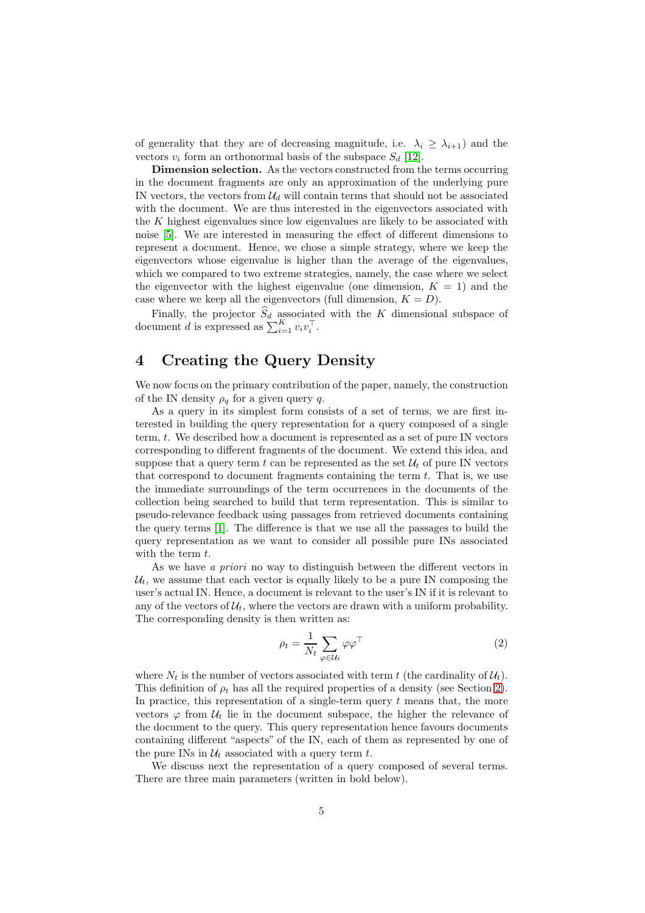of generality that they are of decreasing magnitude, i.e. $\lambda_i \geq \lambda_{i+1}$) and the vectors $v_i$ form an orthonormal basis of the subspace $S_d$ [12].

**Dimension selection.** As the vectors constructed from the terms occurring in the document fragments are only an approximation of the underlying pure IN vectors, the vectors from $\mathcal{U}_d$ will contain terms that should not be associated with the document. We are thus interested in the eigenvectors associated with the $K$ highest eigenvalues since low eigenvalues are likely to be associated with noise [5]. We are interested in measuring the effect of different dimensions to represent a document. Hence, we chose a simple strategy, where we keep the eigenvectors whose eigenvalue is higher than the average of the eigenvalues, which we compared to two extreme strategies, namely, the case where we select the eigenvector with the highest eigenvalue (one dimension, $K = 1$) and the case where we keep all the eigenvectors (full dimension, $K = D$).

Finally, the projector $\widehat{S}_d$ associated with the $K$ dimensional subspace of document $d$ is expressed as $\sum_{i=1}^{K} v_i v_i^\top$.

## 4 Creating the Query Density

We now focus on the primary contribution of the paper, namely, the construction of the IN density $\rho_q$ for a given query $q$.

As a query in its simplest form consists of a set of terms, we are first interested in building the query representation for a query composed of a single term, $t$. We described how a document is represented as a set of pure IN vectors corresponding to different fragments of the document. We extend this idea, and suppose that a query term $t$ can be represented as the set $\mathcal{U}_t$ of pure IN vectors that correspond to document fragments containing the term $t$. That is, we use the immediate surroundings of the term occurrences in the documents of the collection being searched to build that term representation. This is similar to pseudo-relevance feedback using passages from retrieved documents containing the query terms [1]. The difference is that we use all the passages to build the query representation as we want to consider all possible pure INs associated with the term $t$.

As we have *a priori* no way to distinguish between the different vectors in $\mathcal{U}_t$, we assume that each vector is equally likely to be a pure IN composing the user's actual IN. Hence, a document is relevant to the user's IN if it is relevant to any of the vectors of $\mathcal{U}_t$, where the vectors are drawn with a uniform probability. The corresponding density is then written as:

$$\rho_t = \frac{1}{N_t} \sum_{\varphi \in \mathcal{U}_t} \varphi \varphi^\top \tag{2}$$

where $N_t$ is the number of vectors associated with term $t$ (the cardinality of $\mathcal{U}_t$). This definition of $\rho_t$ has all the required properties of a density (see Section 2). In practice, this representation of a single-term query $t$ means that, the more vectors $\varphi$ from $\mathcal{U}_t$ lie in the document subspace, the higher the relevance of the document to the query. This query representation hence favours documents containing different "aspects" of the IN, each of them as represented by one of the pure INs in $\mathcal{U}_t$ associated with a query term $t$.

We discuss next the representation of a query composed of several terms. There are three main parameters (written in bold below).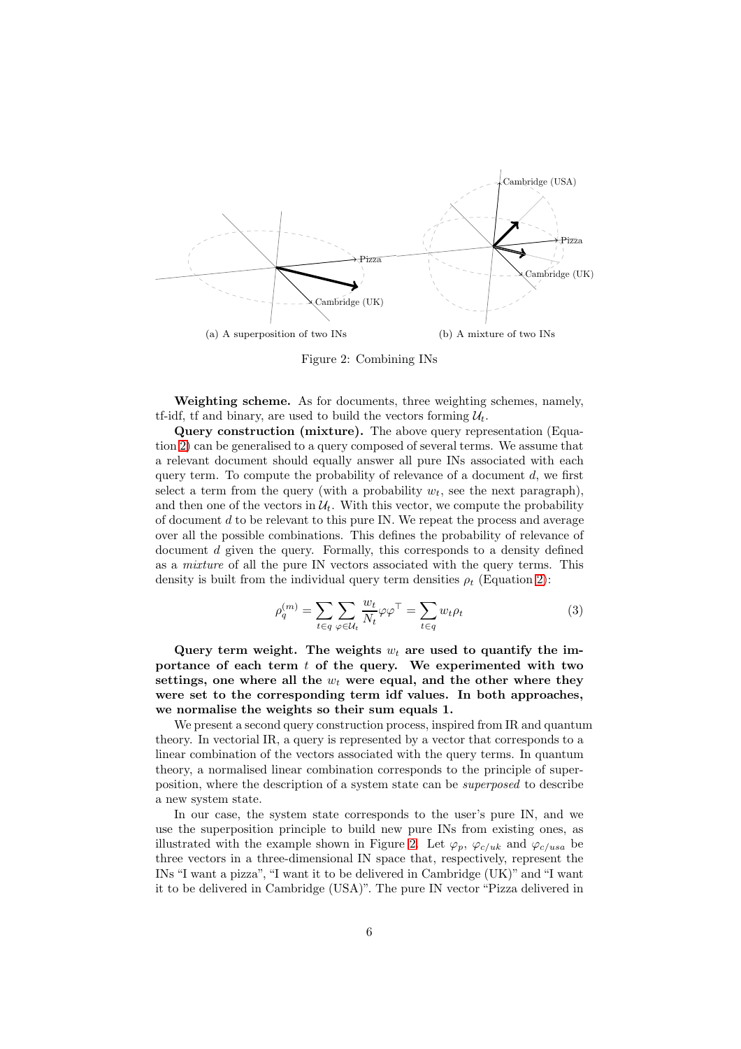(a) A superposition of two INs

(b) A mixture of two INs

Figure 2: Combining INs

**Weighting scheme.** As for documents, three weighting schemes, namely, tf-idf, tf and binary, are used to build the vectors forming $\mathcal{U}_t$.

**Query construction (mixture).** The above query representation (Equation 2) can be generalised to a query composed of several terms. We assume that a relevant document should equally answer all pure INs associated with each query term. To compute the probability of relevance of a document $d$, we first select a term from the query (with a probability $w_t$, see the next paragraph), and then one of the vectors in $\mathcal{U}_t$. With this vector, we compute the probability of document $d$ to be relevant to this pure IN. We repeat the process and average over all the possible combinations. This defines the probability of relevance of document $d$ given the query. Formally, this corresponds to a density defined as a *mixture* of all the pure IN vectors associated with the query terms. This density is built from the individual query term densities $\rho_t$ (Equation 2):

$$\rho_q^{(m)} = \sum_{t \in q} \sum_{\varphi \in \mathcal{U}_t} \frac{w_t}{N_t} \varphi \varphi^\top = \sum_{t \in q} w_t \rho_t \tag{3}$$

**Query term weight. The weights $w_t$ are used to quantify the importance of each term $t$ of the query. We experimented with two settings, one where all the $w_t$ were equal, and the other where they were set to the corresponding term idf values. In both approaches, we normalise the weights so their sum equals 1.**

We present a second query construction process, inspired from IR and quantum theory. In vectorial IR, a query is represented by a vector that corresponds to a linear combination of the vectors associated with the query terms. In quantum theory, a normalised linear combination corresponds to the principle of superposition, where the description of a system state can be *superposed* to describe a new system state.

In our case, the system state corresponds to the user's pure IN, and we use the superposition principle to build new pure INs from existing ones, as illustrated with the example shown in Figure 2. Let $\varphi_p$, $\varphi_{c/uk}$ and $\varphi_{c/usa}$ be three vectors in a three-dimensional IN space that, respectively, represent the INs "I want a pizza", "I want it to be delivered in Cambridge (UK)" and "I want it to be delivered in Cambridge (USA)". The pure IN vector "Pizza delivered in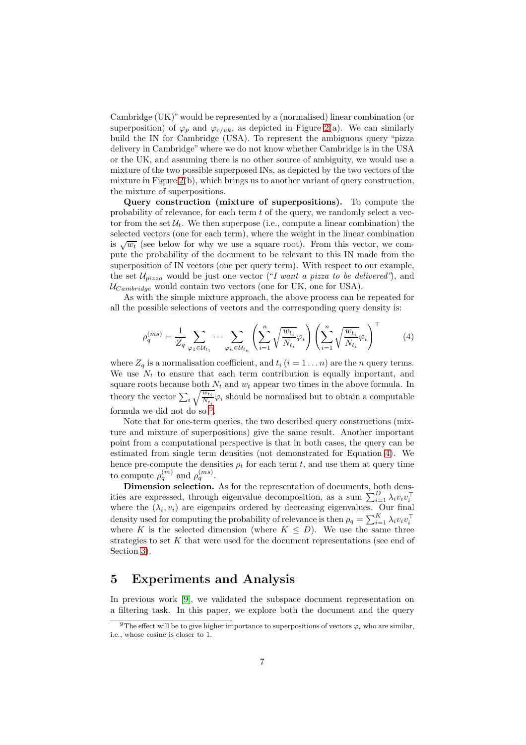Cambridge (UK)" would be represented by a (normalised) linear combination (or superposition) of $\varphi_p$ and $\varphi_{c/uk}$, as depicted in Figure 2(a). We can similarly build the IN for Cambridge (USA). To represent the ambiguous query "pizza delivery in Cambridge" where we do not know whether Cambridge is in the USA or the UK, and assuming there is no other source of ambiguity, we would use a mixture of the two possible superposed INs, as depicted by the two vectors of the mixture in Figure 2(b), which brings us to another variant of query construction, the mixture of superpositions.

**Query construction (mixture of superpositions).** To compute the probability of relevance, for each term $t$ of the query, we randomly select a vector from the set $\mathcal{U}_t$. We then superpose (i.e., compute a linear combination) the selected vectors (one for each term), where the weight in the linear combination is $\sqrt{w_t}$ (see below for why we use a square root). From this vector, we compute the probability of the document to be relevant to this IN made from the superposition of IN vectors (one per query term). With respect to our example, the set $\mathcal{U}_{pizza}$ would be just one vector ("*I want a pizza to be delivered*"), and $\mathcal{U}_{Cambridge}$ would contain two vectors (one for UK, one for USA).

As with the simple mixture approach, the above process can be repeated for all the possible selections of vectors and the corresponding query density is:

$$\rho_q^{(ms)} = \frac{1}{Z_q} \sum_{\varphi_1 \in \mathcal{U}_{t_1}} \cdots \sum_{\varphi_n \in \mathcal{U}_{t_n}} \left( \sum_{i=1}^{n} \sqrt{\frac{w_{t_i}}{N_{t_i}}} \varphi_i \right) \left( \sum_{i=1}^{n} \sqrt{\frac{w_{t_i}}{N_{t_i}}} \varphi_i \right)^{\top} \tag{4}$$

where $Z_q$ is a normalisation coefficient, and $t_i$ $(i = 1 \ldots n)$ are the $n$ query terms. We use $N_t$ to ensure that each term contribution is equally important, and square roots because both $N_t$ and $w_t$ appear two times in the above formula. In theory the vector $\sum_i \sqrt{\frac{w_{t_i}}{N_{t_i}}} \varphi_i$ should be normalised but to obtain a computable formula we did not do so[9].

Note that for one-term queries, the two described query constructions (mixture and mixture of superpositions) give the same result. Another important point from a computational perspective is that in both cases, the query can be estimated from single term densities (not demonstrated for Equation 4). We hence pre-compute the densities $\rho_t$ for each term $t$, and use them at query time to compute $\rho_q^{(m)}$ and $\rho_q^{(ms)}$.

**Dimension selection.** As for the representation of documents, both densities are expressed, through eigenvalue decomposition, as a sum $\sum_{i=1}^{D} \lambda_i v_i v_i^{\top}$ where the $(\lambda_i, v_i)$ are eigenpairs ordered by decreasing eigenvalues. Our final density used for computing the probability of relevance is then $\rho_q = \sum_{i=1}^{K} \lambda_i v_i v_i^{\top}$ where $K$ is the selected dimension (where $K \leq D$). We use the same three strategies to set $K$ that were used for the document representations (see end of Section 3).

## 5 Experiments and Analysis

In previous work [9], we validated the subspace document representation on a filtering task. In this paper, we explore both the document and the query

[9] The effect will be to give higher importance to superpositions of vectors $\varphi_i$ who are similar, i.e., whose cosine is closer to 1.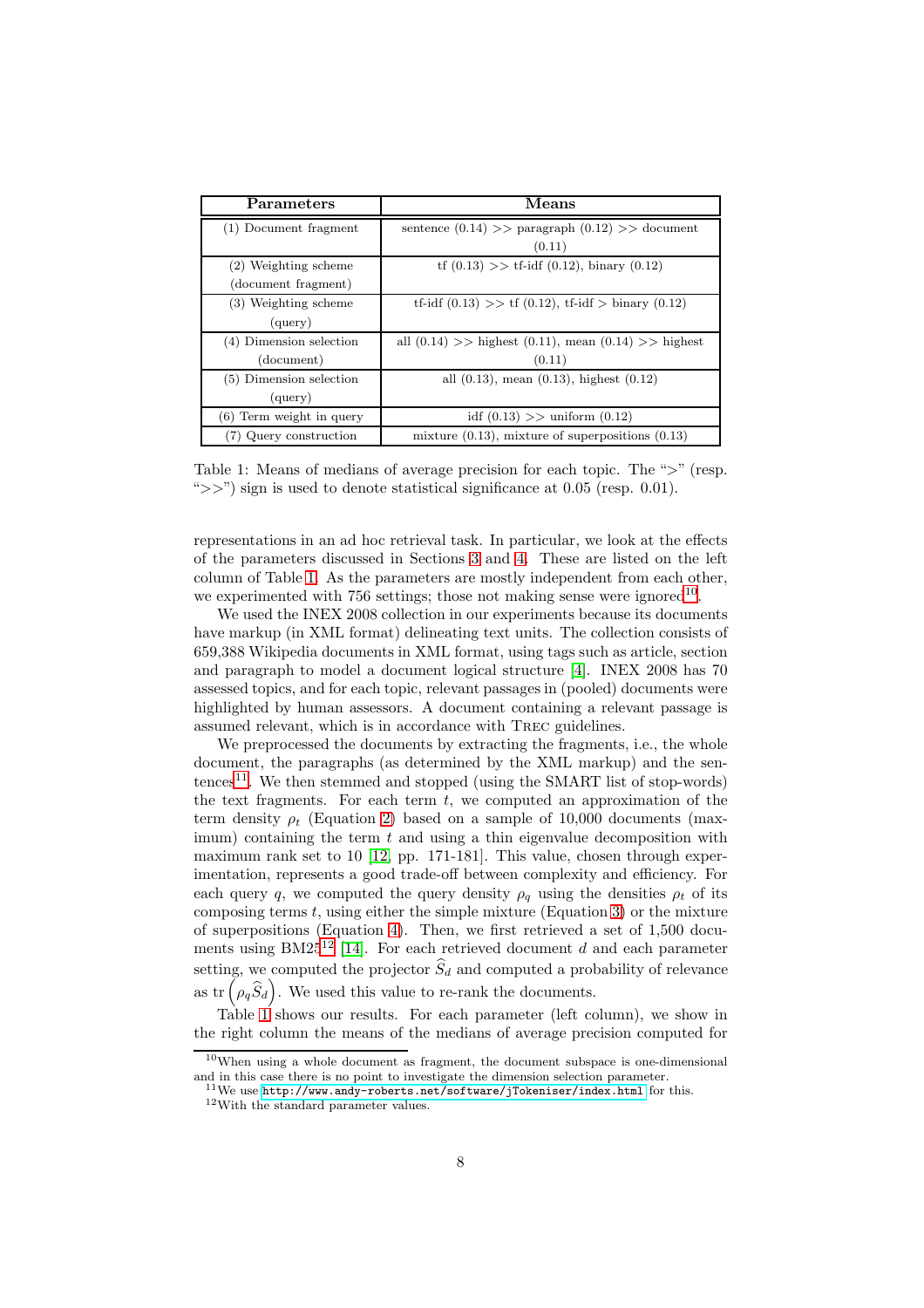| Parameters | Means |
|---|---|
| (1) Document fragment | sentence (0.14) >> paragraph (0.12) >> document (0.11) |
| (2) Weighting scheme (document fragment) | tf (0.13) >> tf-idf (0.12), binary (0.12) |
| (3) Weighting scheme (query) | tf-idf (0.13) >> tf (0.12), tf-idf > binary (0.12) |
| (4) Dimension selection (document) | all (0.14) >> highest (0.11), mean (0.14) >> highest (0.11) |
| (5) Dimension selection (query) | all (0.13), mean (0.13), highest (0.12) |
| (6) Term weight in query | idf (0.13) >> uniform (0.12) |
| (7) Query construction | mixture (0.13), mixture of superpositions (0.13) |

Table 1: Means of medians of average precision for each topic. The ">" (resp. ">>") sign is used to denote statistical significance at 0.05 (resp. 0.01).

representations in an ad hoc retrieval task. In particular, we look at the effects of the parameters discussed in Sections 3 and 4. These are listed on the left column of Table 1. As the parameters are mostly independent from each other, we experimented with 756 settings; those not making sense were ignored[10].

We used the INEX 2008 collection in our experiments because its documents have markup (in XML format) delineating text units. The collection consists of 659,388 Wikipedia documents in XML format, using tags such as article, section and paragraph to model a document logical structure [4]. INEX 2008 has 70 assessed topics, and for each topic, relevant passages in (pooled) documents were highlighted by human assessors. A document containing a relevant passage is assumed relevant, which is in accordance with TREC guidelines.

We preprocessed the documents by extracting the fragments, i.e., the whole document, the paragraphs (as determined by the XML markup) and the sentences[11]. We then stemmed and stopped (using the SMART list of stop-words) the text fragments. For each term $t$, we computed an approximation of the term density $\rho_t$ (Equation 2) based on a sample of 10,000 documents (maximum) containing the term $t$ and using a thin eigenvalue decomposition with maximum rank set to 10 [12, pp. 171-181]. This value, chosen through experimentation, represents a good trade-off between complexity and efficiency. For each query $q$, we computed the query density $\rho_q$ using the densities $\rho_t$ of its composing terms $t$, using either the simple mixture (Equation 3) or the mixture of superpositions (Equation 4). Then, we first retrieved a set of 1,500 documents using BM25[12] [14]. For each retrieved document $d$ and each parameter setting, we computed the projector $\widehat{S}_d$ and computed a probability of relevance as $\operatorname{tr}\left(\rho_q \widehat{S}_d\right)$. We used this value to re-rank the documents.

Table 1 shows our results. For each parameter (left column), we show in the right column the means of the medians of average precision computed for

[10] When using a whole document as fragment, the document subspace is one-dimensional and in this case there is no point to investigate the dimension selection parameter.

[11] We use http://www.andy-roberts.net/software/jTokeniser/index.html for this.

[12] With the standard parameter values.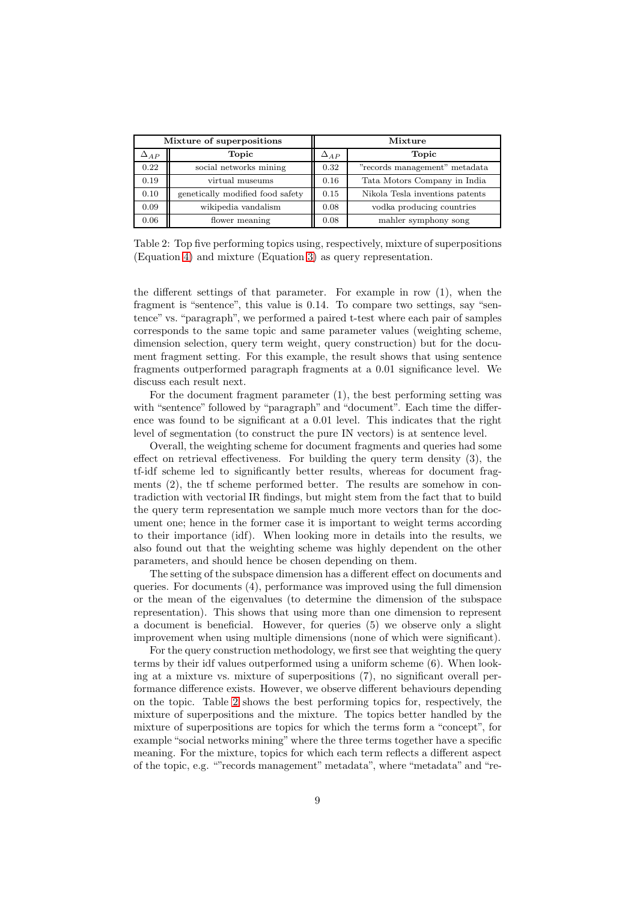| Mixture of superpositions | | Mixture | |
|---|---|---|---|
| $\Delta_{AP}$ | Topic | $\Delta_{AP}$ | Topic |
| 0.22 | social networks mining | 0.32 | "records management" metadata |
| 0.19 | virtual museums | 0.16 | Tata Motors Company in India |
| 0.10 | genetically modified food safety | 0.15 | Nikola Tesla inventions patents |
| 0.09 | wikipedia vandalism | 0.08 | vodka producing countries |
| 0.06 | flower meaning | 0.08 | mahler symphony song |

Table 2: Top five performing topics using, respectively, mixture of superpositions (Equation 4) and mixture (Equation 3) as query representation.

the different settings of that parameter. For example in row (1), when the fragment is "sentence", this value is 0.14. To compare two settings, say "sentence" vs. "paragraph", we performed a paired t-test where each pair of samples corresponds to the same topic and same parameter values (weighting scheme, dimension selection, query term weight, query construction) but for the document fragment setting. For this example, the result shows that using sentence fragments outperformed paragraph fragments at a 0.01 significance level. We discuss each result next.

For the document fragment parameter (1), the best performing setting was with "sentence" followed by "paragraph" and "document". Each time the difference was found to be significant at a 0.01 level. This indicates that the right level of segmentation (to construct the pure IN vectors) is at sentence level.

Overall, the weighting scheme for document fragments and queries had some effect on retrieval effectiveness. For building the query term density (3), the tf-idf scheme led to significantly better results, whereas for document fragments (2), the tf scheme performed better. The results are somehow in contradiction with vectorial IR findings, but might stem from the fact that to build the query term representation we sample much more vectors than for the document one; hence in the former case it is important to weight terms according to their importance (idf). When looking more in details into the results, we also found out that the weighting scheme was highly dependent on the other parameters, and should hence be chosen depending on them.

The setting of the subspace dimension has a different effect on documents and queries. For documents (4), performance was improved using the full dimension or the mean of the eigenvalues (to determine the dimension of the subspace representation). This shows that using more than one dimension to represent a document is beneficial. However, for queries (5) we observe only a slight improvement when using multiple dimensions (none of which were significant).

For the query construction methodology, we first see that weighting the query terms by their idf values outperformed using a uniform scheme (6). When looking at a mixture vs. mixture of superpositions (7), no significant overall performance difference exists. However, we observe different behaviours depending on the topic. Table 2 shows the best performing topics for, respectively, the mixture of superpositions and the mixture. The topics better handled by the mixture of superpositions are topics for which the terms form a "concept", for example "social networks mining" where the three terms together have a specific meaning. For the mixture, topics for which each term reflects a different aspect of the topic, e.g. ""records management" metadata", where "metadata" and "re-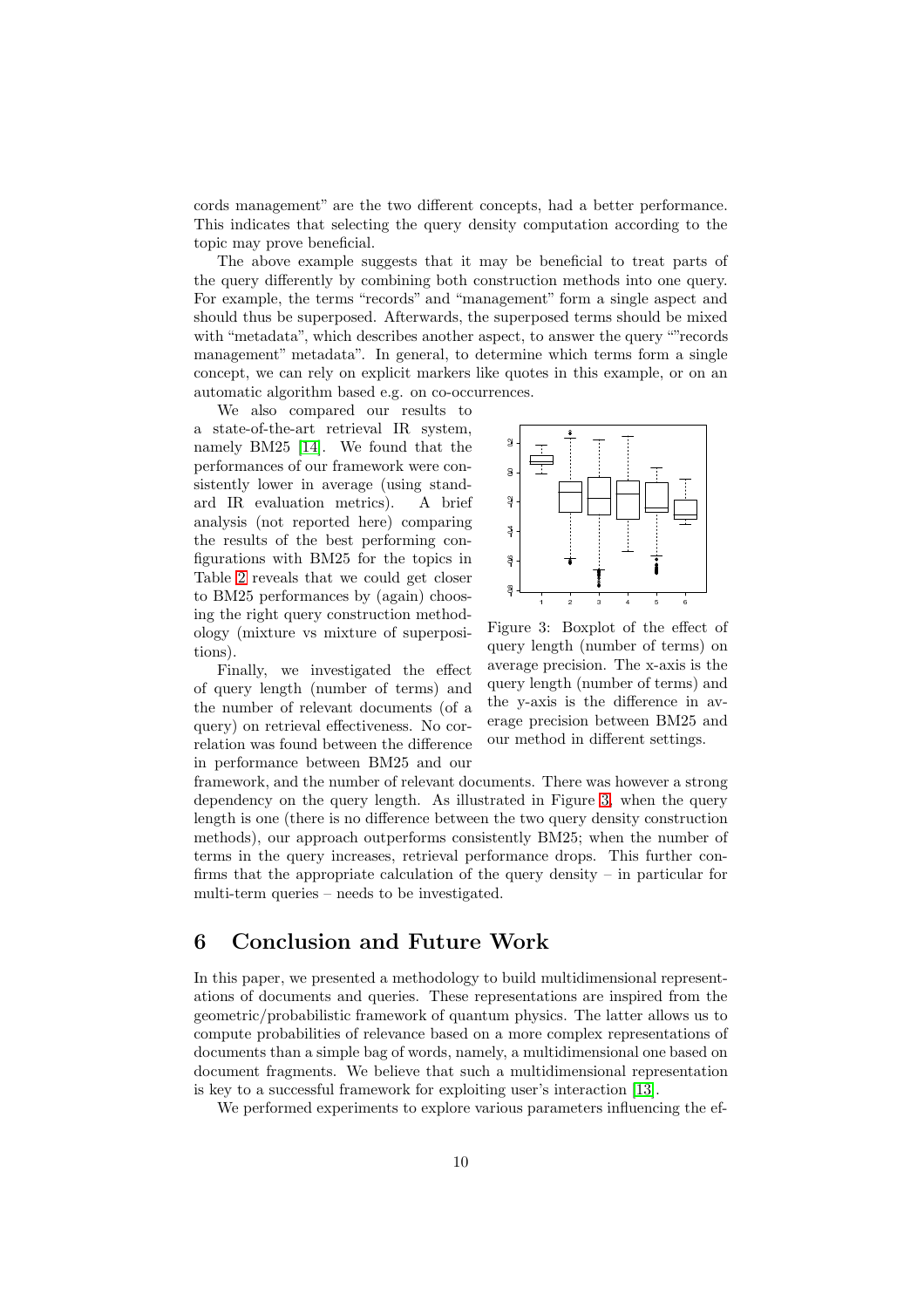cords management" are the two different concepts, had a better performance. This indicates that selecting the query density computation according to the topic may prove beneficial.

The above example suggests that it may be beneficial to treat parts of the query differently by combining both construction methods into one query. For example, the terms "records" and "management" form a single aspect and should thus be superposed. Afterwards, the superposed terms should be mixed with "metadata", which describes another aspect, to answer the query ""records management" metadata". In general, to determine which terms form a single concept, we can rely on explicit markers like quotes in this example, or on an automatic algorithm based e.g. on co-occurrences.

We also compared our results to a state-of-the-art retrieval IR system, namely BM25 [14]. We found that the performances of our framework were consistently lower in average (using standard IR evaluation metrics). A brief analysis (not reported here) comparing the results of the best performing configurations with BM25 for the topics in Table 2 reveals that we could get closer to BM25 performances by (again) choosing the right query construction methodology (mixture vs mixture of superpositions).

Figure 3: Boxplot of the effect of query length (number of terms) on average precision. The x-axis is the query length (number of terms) and the y-axis is the difference in average precision between BM25 and our method in different settings.

Finally, we investigated the effect of query length (number of terms) and the number of relevant documents (of a query) on retrieval effectiveness. No correlation was found between the difference in performance between BM25 and our framework, and the number of relevant documents. There was however a strong dependency on the query length. As illustrated in Figure 3, when the query length is one (there is no difference between the two query density construction methods), our approach outperforms consistently BM25; when the number of terms in the query increases, retrieval performance drops. This further confirms that the appropriate calculation of the query density – in particular for multi-term queries – needs to be investigated.

## 6 Conclusion and Future Work

In this paper, we presented a methodology to build multidimensional representations of documents and queries. These representations are inspired from the geometric/probabilistic framework of quantum physics. The latter allows us to compute probabilities of relevance based on a more complex representations of documents than a simple bag of words, namely, a multidimensional one based on document fragments. We believe that such a multidimensional representation is key to a successful framework for exploiting user's interaction [13].

We performed experiments to explore various parameters influencing the ef-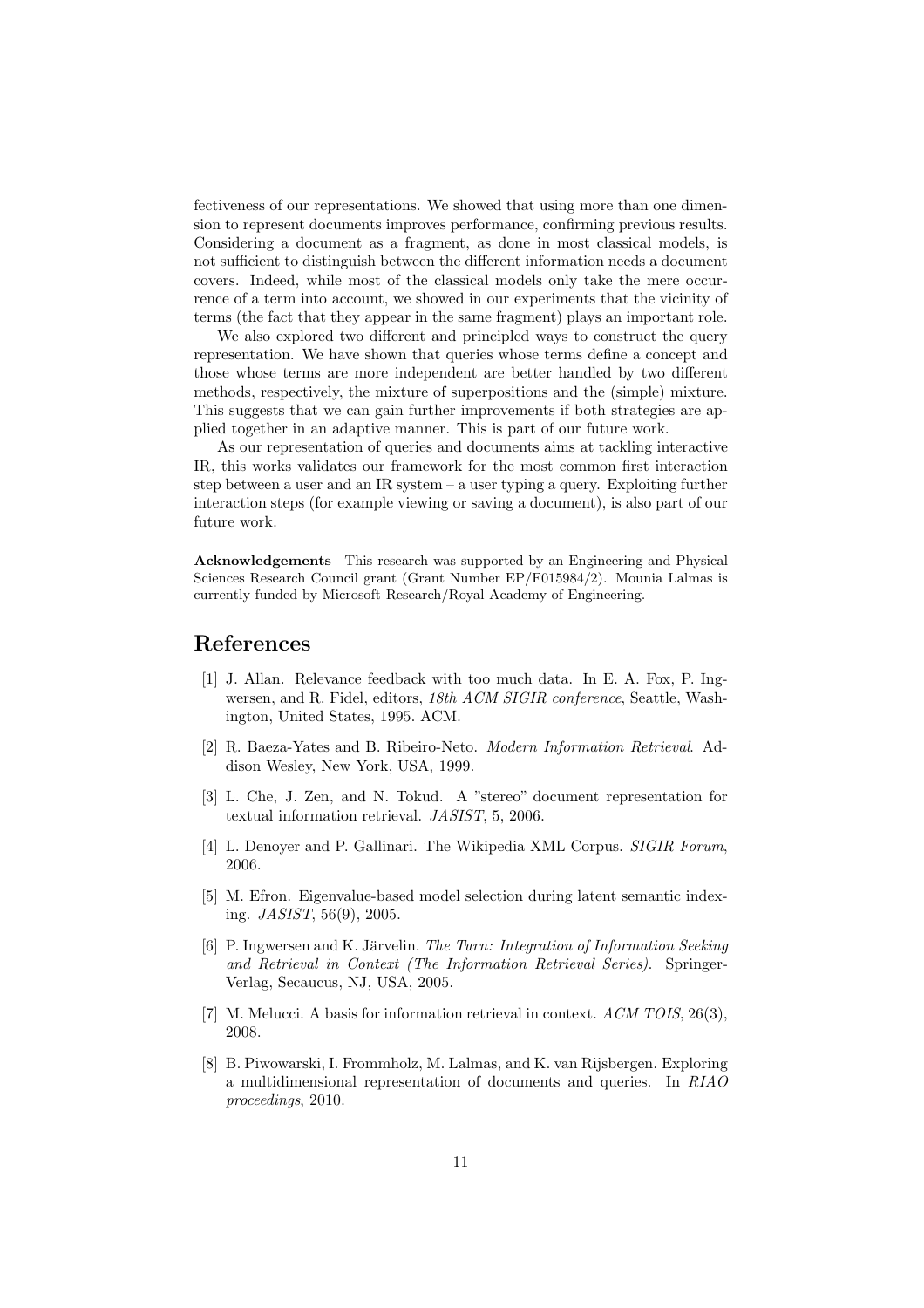fectiveness of our representations. We showed that using more than one dimension to represent documents improves performance, confirming previous results. Considering a document as a fragment, as done in most classical models, is not sufficient to distinguish between the different information needs a document covers. Indeed, while most of the classical models only take the mere occurrence of a term into account, we showed in our experiments that the vicinity of terms (the fact that they appear in the same fragment) plays an important role.

We also explored two different and principled ways to construct the query representation. We have shown that queries whose terms define a concept and those whose terms are more independent are better handled by two different methods, respectively, the mixture of superpositions and the (simple) mixture. This suggests that we can gain further improvements if both strategies are applied together in an adaptive manner. This is part of our future work.

As our representation of queries and documents aims at tackling interactive IR, this works validates our framework for the most common first interaction step between a user and an IR system – a user typing a query. Exploiting further interaction steps (for example viewing or saving a document), is also part of our future work.

**Acknowledgements** This research was supported by an Engineering and Physical Sciences Research Council grant (Grant Number EP/F015984/2). Mounia Lalmas is currently funded by Microsoft Research/Royal Academy of Engineering.

# References

[1] J. Allan. Relevance feedback with too much data. In E. A. Fox, P. Ingwersen, and R. Fidel, editors, *18th ACM SIGIR conference*, Seattle, Washington, United States, 1995. ACM.

[2] R. Baeza-Yates and B. Ribeiro-Neto. *Modern Information Retrieval*. Addison Wesley, New York, USA, 1999.

[3] L. Che, J. Zen, and N. Tokud. A "stereo" document representation for textual information retrieval. *JASIST*, 5, 2006.

[4] L. Denoyer and P. Gallinari. The Wikipedia XML Corpus. *SIGIR Forum*, 2006.

[5] M. Efron. Eigenvalue-based model selection during latent semantic indexing. *JASIST*, 56(9), 2005.

[6] P. Ingwersen and K. Järvelin. *The Turn: Integration of Information Seeking and Retrieval in Context (The Information Retrieval Series)*. Springer-Verlag, Secaucus, NJ, USA, 2005.

[7] M. Melucci. A basis for information retrieval in context. *ACM TOIS*, 26(3), 2008.

[8] B. Piwowarski, I. Frommholz, M. Lalmas, and K. van Rijsbergen. Exploring a multidimensional representation of documents and queries. In *RIAO proceedings*, 2010.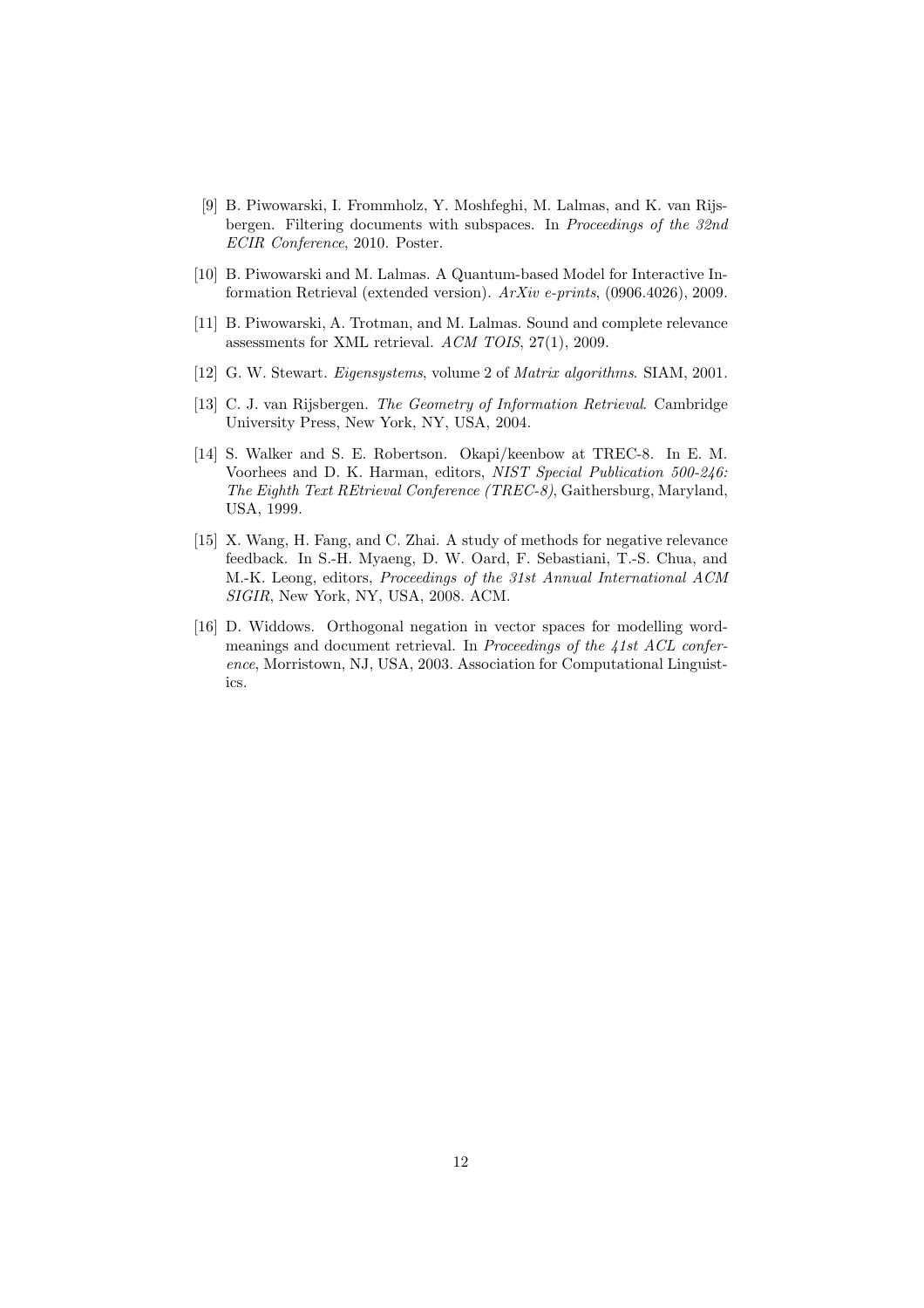[9] B. Piwowarski, I. Frommholz, Y. Moshfeghi, M. Lalmas, and K. van Rijsbergen. Filtering documents with subspaces. In *Proceedings of the 32nd ECIR Conference*, 2010. Poster.

[10] B. Piwowarski and M. Lalmas. A Quantum-based Model for Interactive Information Retrieval (extended version). *ArXiv e-prints*, (0906.4026), 2009.

[11] B. Piwowarski, A. Trotman, and M. Lalmas. Sound and complete relevance assessments for XML retrieval. *ACM TOIS*, 27(1), 2009.

[12] G. W. Stewart. *Eigensystems*, volume 2 of *Matrix algorithms*. SIAM, 2001.

[13] C. J. van Rijsbergen. *The Geometry of Information Retrieval*. Cambridge University Press, New York, NY, USA, 2004.

[14] S. Walker and S. E. Robertson. Okapi/keenbow at TREC-8. In E. M. Voorhees and D. K. Harman, editors, *NIST Special Publication 500-246: The Eighth Text REtrieval Conference (TREC-8)*, Gaithersburg, Maryland, USA, 1999.

[15] X. Wang, H. Fang, and C. Zhai. A study of methods for negative relevance feedback. In S.-H. Myaeng, D. W. Oard, F. Sebastiani, T.-S. Chua, and M.-K. Leong, editors, *Proceedings of the 31st Annual International ACM SIGIR*, New York, NY, USA, 2008. ACM.

[16] D. Widdows. Orthogonal negation in vector spaces for modelling word-meanings and document retrieval. In *Proceedings of the 41st ACL conference*, Morristown, NJ, USA, 2003. Association for Computational Linguistics.